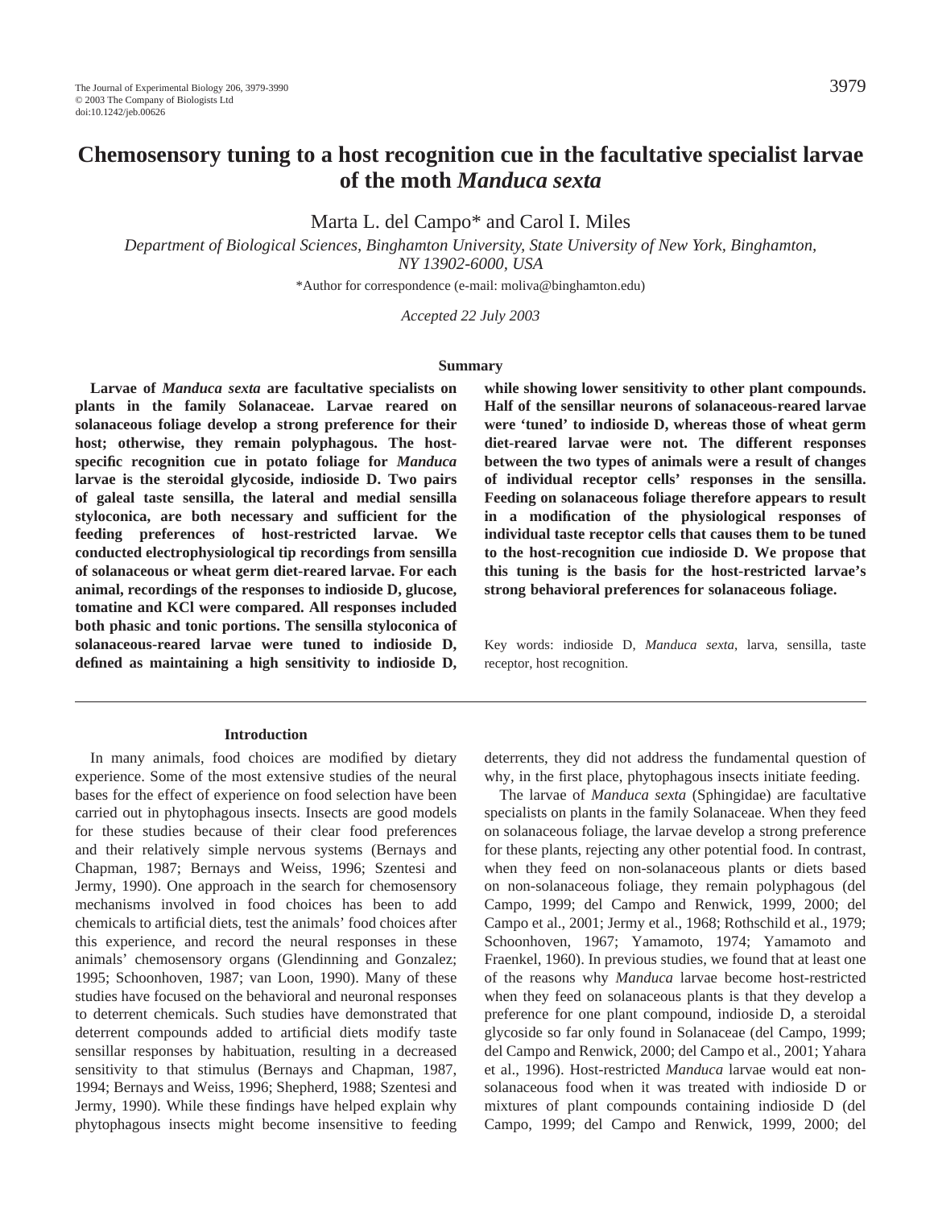# Chemosensory tuning to a host recognition cue in the facultative specialist larvae of the moth *Manduca sexta*

Marta L. del Campo* and Carol I. Miles

*Department of Biological Sciences, Binghamton University, State University of New York, Binghamton, NY 13902-6000, USA*

*Author for correspondence (e-mail: moliva@binghamton.edu)

*Accepted 22 July 2003*

## Summary

**Larvae of *Manduca sexta* are facultative specialists on plants in the family Solanaceae. Larvae reared on solanaceous foliage develop a strong preference for their host; otherwise, they remain polyphagous. The host-specific recognition cue in potato foliage for *Manduca* larvae is the steroidal glycoside, indioside D. Two pairs of galeal taste sensilla, the lateral and medial sensilla styloconica, are both necessary and sufficient for the feeding preferences of host-restricted larvae. We conducted electrophysiological tip recordings from sensilla of solanaceous or wheat germ diet-reared larvae. For each animal, recordings of the responses to indioside D, glucose, tomatine and KCl were compared. All responses included both phasic and tonic portions. The sensilla styloconica of solanaceous-reared larvae were tuned to indioside D, defined as maintaining a high sensitivity to indioside D, while showing lower sensitivity to other plant compounds. Half of the sensillar neurons of solanaceous-reared larvae were 'tuned' to indioside D, whereas those of wheat germ diet-reared larvae were not. The different responses between the two types of animals were a result of changes of individual receptor cells' responses in the sensilla. Feeding on solanaceous foliage therefore appears to result in a modification of the physiological responses of individual taste receptor cells that causes them to be tuned to the host-recognition cue indioside D. We propose that this tuning is the basis for the host-restricted larvae's strong behavioral preferences for solanaceous foliage.**

Key words: indioside D, *Manduca sexta*, larva, sensilla, taste receptor, host recognition.

## Introduction

In many animals, food choices are modified by dietary experience. Some of the most extensive studies of the neural bases for the effect of experience on food selection have been carried out in phytophagous insects. Insects are good models for these studies because of their clear food preferences and their relatively simple nervous systems (Bernays and Chapman, 1987; Bernays and Weiss, 1996; Szentesi and Jermy, 1990). One approach in the search for chemosensory mechanisms involved in food choices has been to add chemicals to artificial diets, test the animals' food choices after this experience, and record the neural responses in these animals' chemosensory organs (Glendinning and Gonzalez; 1995; Schoonhoven, 1987; van Loon, 1990). Many of these studies have focused on the behavioral and neuronal responses to deterrent chemicals. Such studies have demonstrated that deterrent compounds added to artificial diets modify taste sensillar responses by habituation, resulting in a decreased sensitivity to that stimulus (Bernays and Chapman, 1987, 1994; Bernays and Weiss, 1996; Shepherd, 1988; Szentesi and Jermy, 1990). While these findings have helped explain why phytophagous insects might become insensitive to feeding deterrents, they did not address the fundamental question of why, in the first place, phytophagous insects initiate feeding.

The larvae of *Manduca sexta* (Sphingidae) are facultative specialists on plants in the family Solanaceae. When they feed on solanaceous foliage, the larvae develop a strong preference for these plants, rejecting any other potential food. In contrast, when they feed on non-solanaceous plants or diets based on non-solanaceous foliage, they remain polyphagous (del Campo, 1999; del Campo and Renwick, 1999, 2000; del Campo et al., 2001; Jermy et al., 1968; Rothschild et al., 1979; Schoonhoven, 1967; Yamamoto, 1974; Yamamoto and Fraenkel, 1960). In previous studies, we found that at least one of the reasons why *Manduca* larvae become host-restricted when they feed on solanaceous plants is that they develop a preference for one plant compound, indioside D, a steroidal glycoside so far only found in Solanaceae (del Campo, 1999; del Campo and Renwick, 2000; del Campo et al., 2001; Yahara et al., 1996). Host-restricted *Manduca* larvae would eat non-solanaceous food when it was treated with indioside D or mixtures of plant compounds containing indioside D (del Campo, 1999; del Campo and Renwick, 1999, 2000; del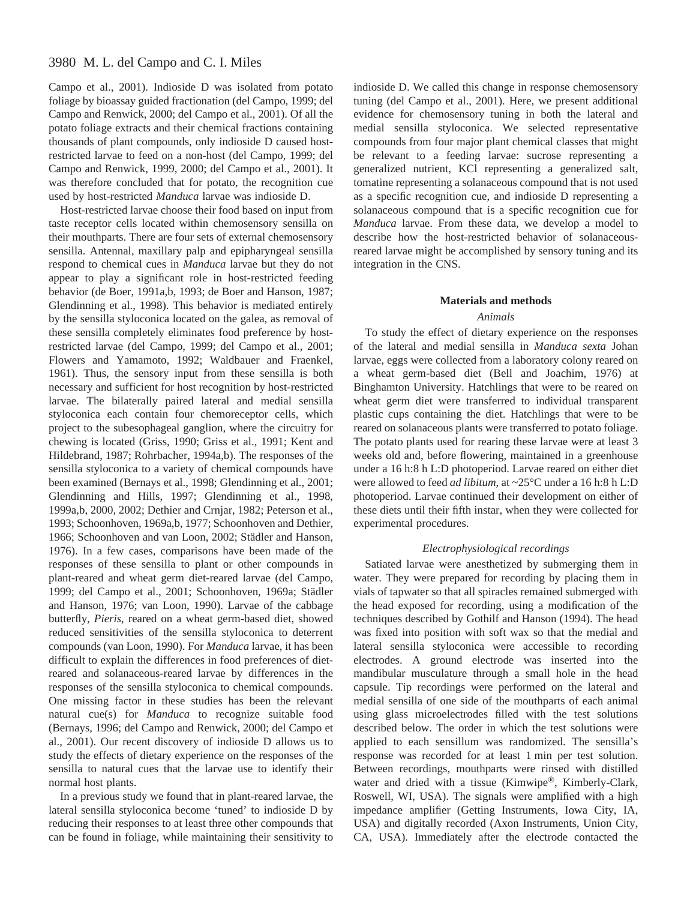Campo et al., 2001). Indioside D was isolated from potato foliage by bioassay guided fractionation (del Campo, 1999; del Campo and Renwick, 2000; del Campo et al., 2001). Of all the potato foliage extracts and their chemical fractions containing thousands of plant compounds, only indioside D caused host-restricted larvae to feed on a non-host (del Campo, 1999; del Campo and Renwick, 1999, 2000; del Campo et al., 2001). It was therefore concluded that for potato, the recognition cue used by host-restricted *Manduca* larvae was indioside D.

Host-restricted larvae choose their food based on input from taste receptor cells located within chemosensory sensilla on their mouthparts. There are four sets of external chemosensory sensilla. Antennal, maxillary palp and epipharyngeal sensilla respond to chemical cues in *Manduca* larvae but they do not appear to play a significant role in host-restricted feeding behavior (de Boer, 1991a,b, 1993; de Boer and Hanson, 1987; Glendinning et al., 1998). This behavior is mediated entirely by the sensilla styloconica located on the galea, as removal of these sensilla completely eliminates food preference by host-restricted larvae (del Campo, 1999; del Campo et al., 2001; Flowers and Yamamoto, 1992; Waldbauer and Fraenkel, 1961). Thus, the sensory input from these sensilla is both necessary and sufficient for host recognition by host-restricted larvae. The bilaterally paired lateral and medial sensilla styloconica each contain four chemoreceptor cells, which project to the subesophageal ganglion, where the circuitry for chewing is located (Griss, 1990; Griss et al., 1991; Kent and Hildebrand, 1987; Rohrbacher, 1994a,b). The responses of the sensilla styloconica to a variety of chemical compounds have been examined (Bernays et al., 1998; Glendinning et al., 2001; Glendinning and Hills, 1997; Glendinning et al., 1998, 1999a,b, 2000, 2002; Dethier and Crnjar, 1982; Peterson et al., 1993; Schoonhoven, 1969a,b, 1977; Schoonhoven and Dethier, 1966; Schoonhoven and van Loon, 2002; Städler and Hanson, 1976). In a few cases, comparisons have been made of the responses of these sensilla to plant or other compounds in plant-reared and wheat germ diet-reared larvae (del Campo, 1999; del Campo et al., 2001; Schoonhoven, 1969a; Städler and Hanson, 1976; van Loon, 1990). Larvae of the cabbage butterfly, *Pieris*, reared on a wheat germ-based diet, showed reduced sensitivities of the sensilla styloconica to deterrent compounds (van Loon, 1990). For *Manduca* larvae, it has been difficult to explain the differences in food preferences of diet-reared and solanaceous-reared larvae by differences in the responses of the sensilla styloconica to chemical compounds. One missing factor in these studies has been the relevant natural cue(s) for *Manduca* to recognize suitable food (Bernays, 1996; del Campo and Renwick, 2000; del Campo et al., 2001). Our recent discovery of indioside D allows us to study the effects of dietary experience on the responses of the sensilla to natural cues that the larvae use to identify their normal host plants.

In a previous study we found that in plant-reared larvae, the lateral sensilla styloconica become 'tuned' to indioside D by reducing their responses to at least three other compounds that can be found in foliage, while maintaining their sensitivity to indioside D. We called this change in response chemosensory tuning (del Campo et al., 2001). Here, we present additional evidence for chemosensory tuning in both the lateral and medial sensilla styloconica. We selected representative compounds from four major plant chemical classes that might be relevant to a feeding larvae: sucrose representing a generalized nutrient, KCl representing a generalized salt, tomatine representing a solanaceous compound that is not used as a specific recognition cue, and indioside D representing a solanaceous compound that is a specific recognition cue for *Manduca* larvae. From these data, we develop a model to describe how the host-restricted behavior of solanaceous-reared larvae might be accomplished by sensory tuning and its integration in the CNS.

## Materials and methods

### Animals

To study the effect of dietary experience on the responses of the lateral and medial sensilla in *Manduca sexta* Johan larvae, eggs were collected from a laboratory colony reared on a wheat germ-based diet (Bell and Joachim, 1976) at Binghamton University. Hatchlings that were to be reared on wheat germ diet were transferred to individual transparent plastic cups containing the diet. Hatchlings that were to be reared on solanaceous plants were transferred to potato foliage. The potato plants used for rearing these larvae were at least 3 weeks old and, before flowering, maintained in a greenhouse under a 16 h:8 h L:D photoperiod. Larvae reared on either diet were allowed to feed *ad libitum*, at ~25°C under a 16 h:8 h L:D photoperiod. Larvae continued their development on either of these diets until their fifth instar, when they were collected for experimental procedures.

### Electrophysiological recordings

Satiated larvae were anesthetized by submerging them in water. They were prepared for recording by placing them in vials of tapwater so that all spiracles remained submerged with the head exposed for recording, using a modification of the techniques described by Gothilf and Hanson (1994). The head was fixed into position with soft wax so that the medial and lateral sensilla styloconica were accessible to recording electrodes. A ground electrode was inserted into the mandibular musculature through a small hole in the head capsule. Tip recordings were performed on the lateral and medial sensilla of one side of the mouthparts of each animal using glass microelectrodes filled with the test solutions described below. The order in which the test solutions were applied to each sensillum was randomized. The sensilla's response was recorded for at least 1 min per test solution. Between recordings, mouthparts were rinsed with distilled water and dried with a tissue (Kimwipe®, Kimberly-Clark, Roswell, WI, USA). The signals were amplified with a high impedance amplifier (Getting Instruments, Iowa City, IA, USA) and digitally recorded (Axon Instruments, Union City, CA, USA). Immediately after the electrode contacted the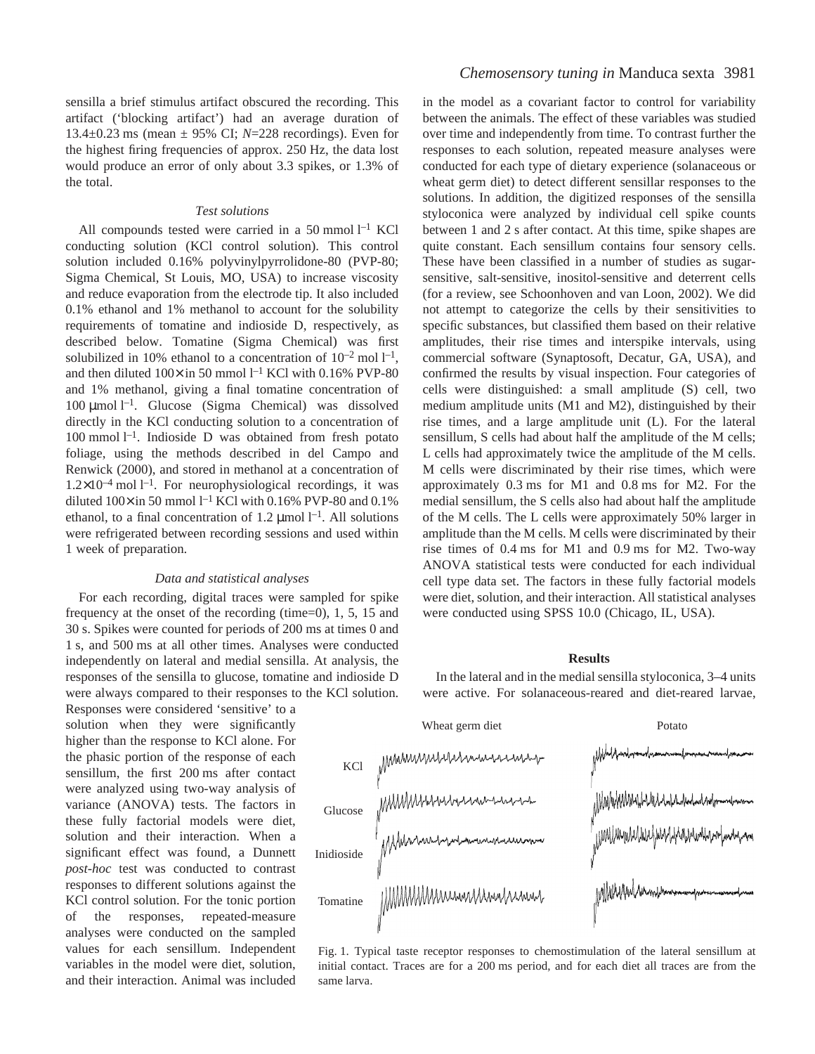sensilla a brief stimulus artifact obscured the recording. This artifact ('blocking artifact') had an average duration of 13.4±0.23 ms (mean ± 95% CI; $N$=228 recordings). Even for the highest firing frequencies of approx. 250 Hz, the data lost would produce an error of only about 3.3 spikes, or 1.3% of the total.

### *Test solutions*

All compounds tested were carried in a 50 mmol $l^{-1}$ KCl conducting solution (KCl control solution). This control solution included 0.16% polyvinylpyrrolidone-80 (PVP-80; Sigma Chemical, St Louis, MO, USA) to increase viscosity and reduce evaporation from the electrode tip. It also included 0.1% ethanol and 1% methanol to account for the solubility requirements of tomatine and indioside D, respectively, as described below. Tomatine (Sigma Chemical) was first solubilized in 10% ethanol to a concentration of $10^{-2}$ mol $l^{-1}$, and then diluted 100× in 50 mmol $l^{-1}$ KCl with 0.16% PVP-80 and 1% methanol, giving a final tomatine concentration of 100 μmol $l^{-1}$. Glucose (Sigma Chemical) was dissolved directly in the KCl conducting solution to a concentration of 100 mmol $l^{-1}$. Indioside D was obtained from fresh potato foliage, using the methods described in del Campo and Renwick (2000), and stored in methanol at a concentration of $1.2\times10^{-4}$ mol $l^{-1}$. For neurophysiological recordings, it was diluted 100× in 50 mmol $l^{-1}$ KCl with 0.16% PVP-80 and 0.1% ethanol, to a final concentration of 1.2 μmol $l^{-1}$. All solutions were refrigerated between recording sessions and used within 1 week of preparation.

### *Data and statistical analyses*

For each recording, digital traces were sampled for spike frequency at the onset of the recording (time=0), 1, 5, 15 and 30 s. Spikes were counted for periods of 200 ms at times 0 and 1 s, and 500 ms at all other times. Analyses were conducted independently on lateral and medial sensilla. At analysis, the responses of the sensilla to glucose, tomatine and indioside D were always compared to their responses to the KCl solution. Responses were considered 'sensitive' to a solution when they were significantly higher than the response to KCl alone. For the phasic portion of the response of each sensillum, the first 200 ms after contact were analyzed using two-way analysis of variance (ANOVA) tests. The factors in these fully factorial models were diet, solution and their interaction. When a significant effect was found, a Dunnett *post-hoc* test was conducted to contrast responses to different solutions against the KCl control solution. For the tonic portion of the responses, repeated-measure analyses were conducted on the sampled values for each sensillum. Independent variables in the model were diet, solution, and their interaction. Animal was included in the model as a covariant factor to control for variability between the animals. The effect of these variables was studied over time and independently from time. To contrast further the responses to each solution, repeated measure analyses were conducted for each type of dietary experience (solanaceous or wheat germ diet) to detect different sensillar responses to the solutions. In addition, the digitized responses of the sensilla styloconica were analyzed by individual cell spike counts between 1 and 2 s after contact. At this time, spike shapes are quite constant. Each sensillum contains four sensory cells. These have been classified in a number of studies as sugar-sensitive, salt-sensitive, inositol-sensitive and deterrent cells (for a review, see Schoonhoven and van Loon, 2002). We did not attempt to categorize the cells by their sensitivities to specific substances, but classified them based on their relative amplitudes, their rise times and interspike intervals, using commercial software (Synaptosoft, Decatur, GA, USA), and confirmed the results by visual inspection. Four categories of cells were distinguished: a small amplitude (S) cell, two medium amplitude units (M1 and M2), distinguished by their rise times, and a large amplitude unit (L). For the lateral sensillum, S cells had about half the amplitude of the M cells; L cells had approximately twice the amplitude of the M cells. M cells were discriminated by their rise times, which were approximately 0.3 ms for M1 and 0.8 ms for M2. For the medial sensillum, the S cells also had about half the amplitude of the M cells. The L cells were approximately 50% larger in amplitude than the M cells. M cells were discriminated by their rise times of 0.4 ms for M1 and 0.9 ms for M2. Two-way ANOVA statistical tests were conducted for each individual cell type data set. The factors in these fully factorial models were diet, solution, and their interaction. All statistical analyses were conducted using SPSS 10.0 (Chicago, IL, USA).

## Results

In the lateral and in the medial sensilla styloconica, 3–4 units were active. For solanaceous-reared and diet-reared larvae,

Fig. 1. Typical taste receptor responses to chemostimulation of the lateral sensillum at initial contact. Traces are for a 200 ms period, and for each diet all traces are from the same larva.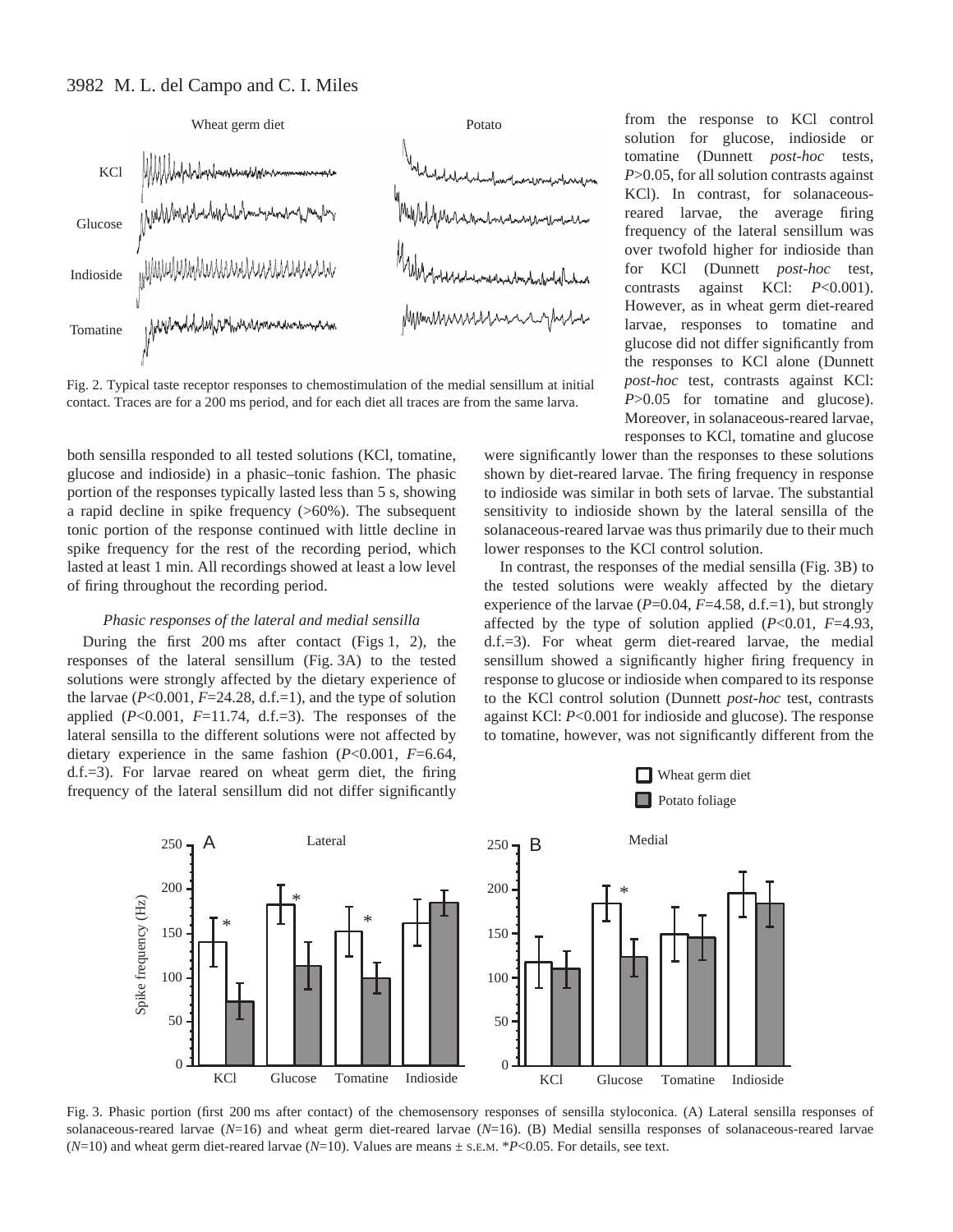Fig. 2. Typical taste receptor responses to chemostimulation of the medial sensillum at initial contact. Traces are for a 200 ms period, and for each diet all traces are from the same larva.

both sensilla responded to all tested solutions (KCl, tomatine, glucose and indioside) in a phasic–tonic fashion. The phasic portion of the responses typically lasted less than 5 s, showing a rapid decline in spike frequency (>60%). The subsequent tonic portion of the response continued with little decline in spike frequency for the rest of the recording period, which lasted at least 1 min. All recordings showed at least a low level of firing throughout the recording period.

### *Phasic responses of the lateral and medial sensilla*

During the first 200 ms after contact (Figs 1, 2), the responses of the lateral sensillum (Fig. 3A) to the tested solutions were strongly affected by the dietary experience of the larvae ($P$<0.001, $F$=24.28, d.f.=1), and the type of solution applied ($P$<0.001, $F$=11.74, d.f.=3). The responses of the lateral sensilla to the different solutions were not affected by dietary experience in the same fashion ($P$<0.001, $F$=6.64, d.f.=3). For larvae reared on wheat germ diet, the firing frequency of the lateral sensillum did not differ significantly from the response to KCl control solution for glucose, indioside or tomatine (Dunnett *post-hoc* tests, $P$>0.05, for all solution contrasts against KCl). In contrast, for solanaceous-reared larvae, the average firing frequency of the lateral sensillum was over twofold higher for indioside than for KCl (Dunnett *post-hoc* test, contrasts against KCl: $P$<0.001). However, as in wheat germ diet-reared larvae, responses to tomatine and glucose did not differ significantly from the responses to KCl alone (Dunnett *post-hoc* test, contrasts against KCl: $P$>0.05 for tomatine and glucose). Moreover, in solanaceous-reared larvae, responses to KCl, tomatine and glucose were significantly lower than the responses to these solutions shown by diet-reared larvae. The firing frequency in response to indioside was similar in both sets of larvae. The substantial sensitivity to indioside shown by the lateral sensilla of the solanaceous-reared larvae was thus primarily due to their much lower responses to the KCl control solution.

In contrast, the responses of the medial sensilla (Fig. 3B) to the tested solutions were weakly affected by the dietary experience of the larvae ($P$=0.04, $F$=4.58, d.f.=1), but strongly affected by the type of solution applied ($P$<0.01, $F$=4.93, d.f.=3). For wheat germ diet-reared larvae, the medial sensillum showed a significantly higher firing frequency in response to glucose or indioside when compared to its response to the KCl control solution (Dunnett *post-hoc* test, contrasts against KCl: $P$<0.001 for indioside and glucose). The response to tomatine, however, was not significantly different from the

Fig. 3. Phasic portion (first 200 ms after contact) of the chemosensory responses of sensilla styloconica. (A) Lateral sensilla responses of solanaceous-reared larvae ($N$=16) and wheat germ diet-reared larvae ($N$=16). (B) Medial sensilla responses of solanaceous-reared larvae ($N$=10) and wheat germ diet-reared larvae ($N$=10). Values are means ± S.E.M. *$P$<0.05. For details, see text.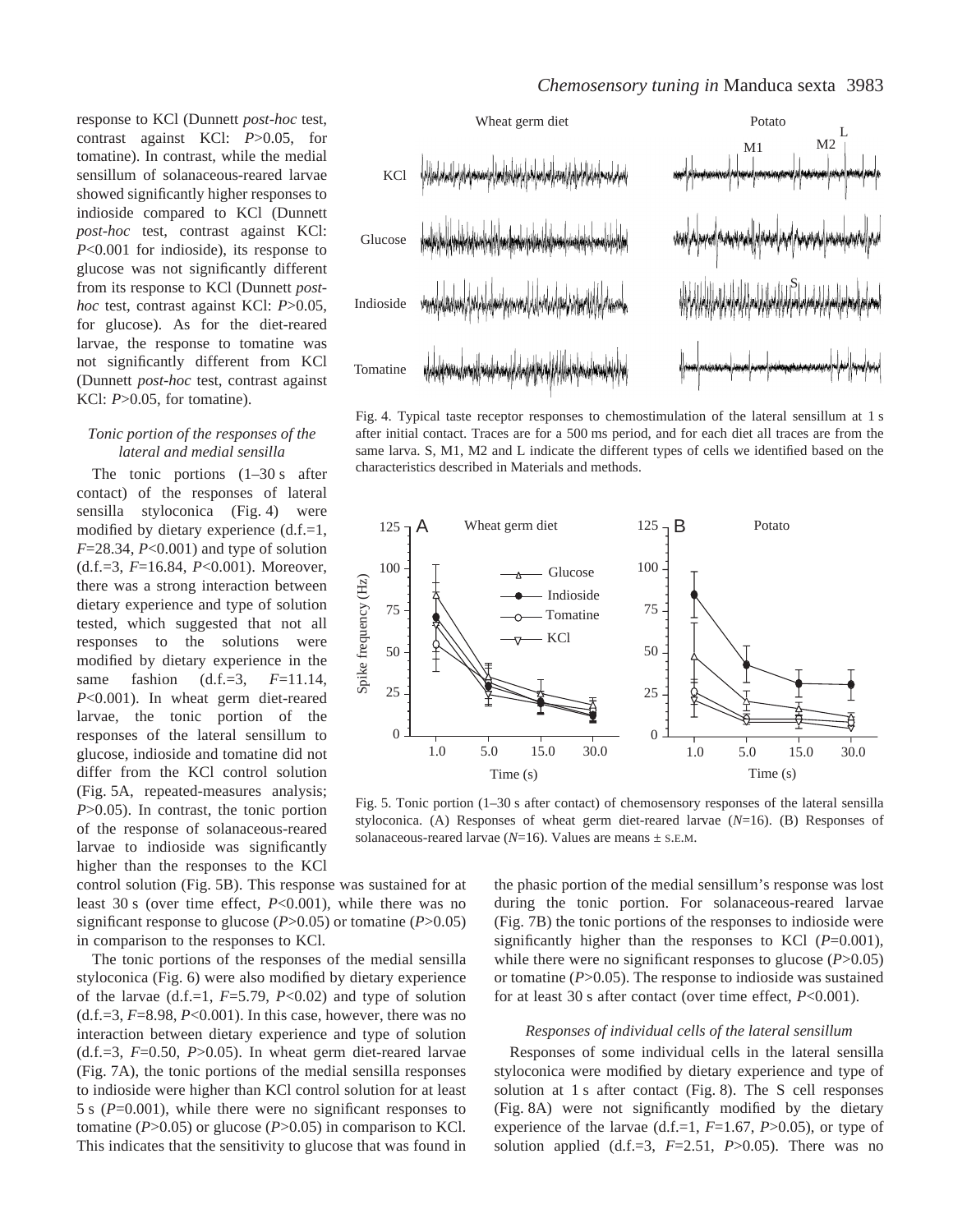response to KCl (Dunnett *post-hoc* test, contrast against KCl: $P>0.05$, for tomatine). In contrast, while the medial sensillum of solanaceous-reared larvae showed significantly higher responses to indioside compared to KCl (Dunnett *post-hoc* test, contrast against KCl: $P<0.001$ for indioside), its response to glucose was not significantly different from its response to KCl (Dunnett *post-hoc* test, contrast against KCl: $P>0.05$, for glucose). As for the diet-reared larvae, the response to tomatine was not significantly different from KCl (Dunnett *post-hoc* test, contrast against KCl: $P>0.05$, for tomatine).

Fig. 4. Typical taste receptor responses to chemostimulation of the lateral sensillum at 1 s after initial contact. Traces are for a 500 ms period, and for each diet all traces are from the same larva. S, M1, M2 and L indicate the different types of cells we identified based on the characteristics described in Materials and methods.

### *Tonic portion of the responses of the lateral and medial sensilla*

The tonic portions (1–30 s after contact) of the responses of lateral sensilla styloconica (Fig. 4) were modified by dietary experience (d.f.=1, $F=28.34$, $P<0.001$) and type of solution (d.f.=3, $F=16.84$, $P<0.001$). Moreover, there was a strong interaction between dietary experience and type of solution tested, which suggested that not all responses to the solutions were modified by dietary experience in the same fashion (d.f.=3, $F=11.14$, $P<0.001$). In wheat germ diet-reared larvae, the tonic portion of the responses of the lateral sensillum to glucose, indioside and tomatine did not differ from the KCl control solution (Fig. 5A, repeated-measures analysis; $P>0.05$). In contrast, the tonic portion of the response of solanaceous-reared larvae to indioside was significantly higher than the responses to the KCl control solution (Fig. 5B). This response was sustained for at least 30 s (over time effect, $P<0.001$), while there was no significant response to glucose ($P>0.05$) or tomatine ($P>0.05$) in comparison to the responses to KCl.

Fig. 5. Tonic portion (1–30 s after contact) of chemosensory responses of the lateral sensilla styloconica. (A) Responses of wheat germ diet-reared larvae ($N=16$). (B) Responses of solanaceous-reared larvae ($N=16$). Values are means ± S.E.M.

The tonic portions of the responses of the medial sensilla styloconica (Fig. 6) were also modified by dietary experience of the larvae (d.f.=1, $F=5.79$, $P<0.02$) and type of solution (d.f.=3, $F=8.98$, $P<0.001$). In this case, however, there was no interaction between dietary experience and type of solution (d.f.=3, $F=0.50$, $P>0.05$). In wheat germ diet-reared larvae (Fig. 7A), the tonic portions of the medial sensilla responses to indioside were higher than KCl control solution for at least 5 s ($P=0.001$), while there were no significant responses to tomatine ($P>0.05$) or glucose ($P>0.05$) in comparison to KCl. This indicates that the sensitivity to glucose that was found in the phasic portion of the medial sensillum's response was lost during the tonic portion. For solanaceous-reared larvae (Fig. 7B) the tonic portions of the responses to indioside were significantly higher than the responses to KCl ($P=0.001$), while there were no significant responses to glucose ($P>0.05$) or tomatine ($P>0.05$). The response to indioside was sustained for at least 30 s after contact (over time effect, $P<0.001$).

### *Responses of individual cells of the lateral sensillum*

Responses of some individual cells in the lateral sensilla styloconica were modified by dietary experience and type of solution at 1 s after contact (Fig. 8). The S cell responses (Fig. 8A) were not significantly modified by the dietary experience of the larvae (d.f.=1, $F=1.67$, $P>0.05$), or type of solution applied (d.f.=3, $F=2.51$, $P>0.05$). There was no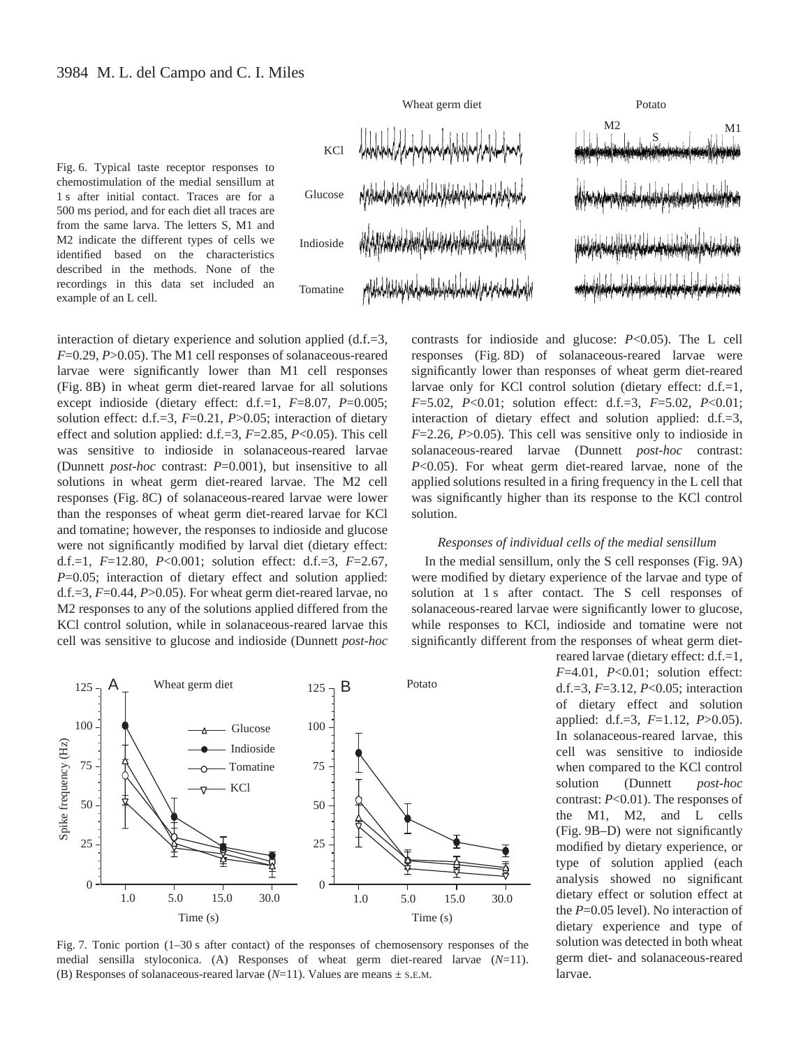Fig. 6. Typical taste receptor responses to chemostimulation of the medial sensillum at 1 s after initial contact. Traces are for a 500 ms period, and for each diet all traces are from the same larva. The letters S, M1 and M2 indicate the different types of cells we identified based on the characteristics described in the methods. None of the recordings in this data set included an example of an L cell.

interaction of dietary experience and solution applied (d.f.=3, $F$=0.29, $P$>0.05). The M1 cell responses of solanaceous-reared larvae were significantly lower than M1 cell responses (Fig. 8B) in wheat germ diet-reared larvae for all solutions except indioside (dietary effect: d.f.=1, $F$=8.07, $P$=0.005; solution effect: d.f.=3, $F$=0.21, $P$>0.05; interaction of dietary effect and solution applied: d.f.=3, $F$=2.85, $P$<0.05). This cell was sensitive to indioside in solanaceous-reared larvae (Dunnett *post-hoc* contrast: $P$=0.001), but insensitive to all solutions in wheat germ diet-reared larvae. The M2 cell responses (Fig. 8C) of solanaceous-reared larvae were lower than the responses of wheat germ diet-reared larvae for KCl and tomatine; however, the responses to indioside and glucose were not significantly modified by larval diet (dietary effect: d.f.=1, $F$=12.80, $P$<0.001; solution effect: d.f.=3, $F$=2.67, $P$=0.05; interaction of dietary effect and solution applied: d.f.=3, $F$=0.44, $P$>0.05). For wheat germ diet-reared larvae, no M2 responses to any of the solutions applied differed from the KCl control solution, while in solanaceous-reared larvae this cell was sensitive to glucose and indioside (Dunnett *post-hoc* contrasts for indioside and glucose: $P$<0.05). The L cell responses (Fig. 8D) of solanaceous-reared larvae were significantly lower than responses of wheat germ diet-reared larvae only for KCl control solution (dietary effect: d.f.=1, $F$=5.02, $P$<0.01; solution effect: d.f.=3, $F$=5.02, $P$<0.01; interaction of dietary effect and solution applied: d.f.=3, $F$=2.26, $P$>0.05). This cell was sensitive only to indioside in solanaceous-reared larvae (Dunnett *post-hoc* contrast: $P$<0.05). For wheat germ diet-reared larvae, none of the applied solutions resulted in a firing frequency in the L cell that was significantly higher than its response to the KCl control solution.

### *Responses of individual cells of the medial sensillum*

In the medial sensillum, only the S cell responses (Fig. 9A) were modified by dietary experience of the larvae and type of solution at 1 s after contact. The S cell responses of solanaceous-reared larvae were significantly lower to glucose, while responses to KCl, indioside and tomatine were not significantly different from the responses of wheat germ diet-reared larvae (dietary effect: d.f.=1, $F$=4.01, $P$<0.01; solution effect: d.f.=3, $F$=3.12, $P$<0.05; interaction of dietary effect and solution applied: d.f.=3, $F$=1.12, $P$>0.05). In solanaceous-reared larvae, this cell was sensitive to indioside when compared to the KCl control solution (Dunnett *post-hoc* contrast: $P$<0.01). The responses of the M1, M2, and L cells (Fig. 9B–D) were not significantly modified by dietary experience, or type of solution applied (each analysis showed no significant dietary effect or solution effect at the $P$=0.05 level). No interaction of dietary experience and type of solution was detected in both wheat germ diet- and solanaceous-reared larvae.

Fig. 7. Tonic portion (1–30 s after contact) of the responses of chemosensory responses of the medial sensilla styloconica. (A) Responses of wheat germ diet-reared larvae ($N$=11). (B) Responses of solanaceous-reared larvae ($N$=11). Values are means ± S.E.M.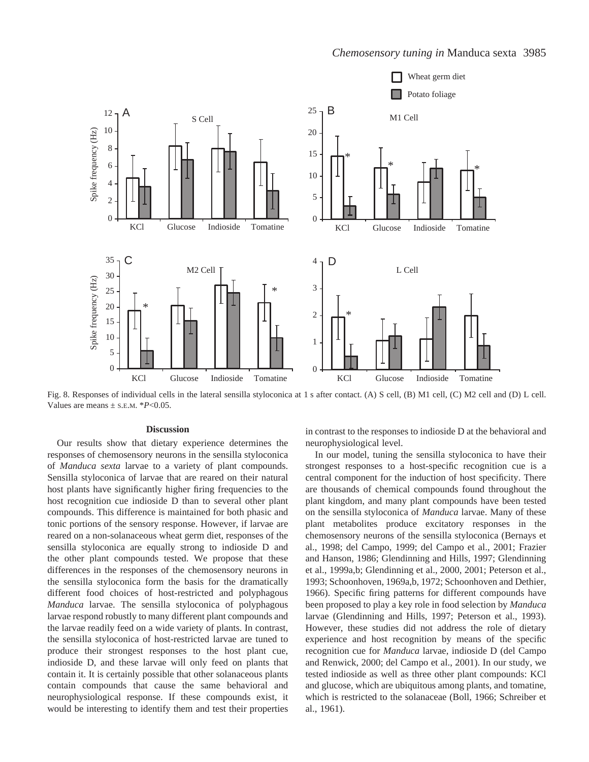Wheat germ diet

Potato foliage

A

S Cell

Spike frequency (Hz)

12
10
8
6
4
2
0

KCl Glucose Indioside Tomatine

B

M1 Cell

25
20
15
10
5
0

KCl Glucose Indioside Tomatine

C

M2 Cell

Spike frequency (Hz)

35
30
25
20
15
10
5
0

KCl Glucose Indioside Tomatine

D

L Cell

4
3
2
1
0

KCl Glucose Indioside Tomatine

Fig. 8. Responses of individual cells in the lateral sensilla styloconica at 1 s after contact. (A) S cell, (B) M1 cell, (C) M2 cell and (D) L cell. Values are means ± S.E.M. *$P$<0.05.

## Discussion

Our results show that dietary experience determines the responses of chemosensory neurons in the sensilla styloconica of *Manduca sexta* larvae to a variety of plant compounds. Sensilla styloconica of larvae that are reared on their natural host plants have significantly higher firing frequencies to the host recognition cue indioside D than to several other plant compounds. This difference is maintained for both phasic and tonic portions of the sensory response. However, if larvae are reared on a non-solanaceous wheat germ diet, responses of the sensilla styloconica are equally strong to indioside D and the other plant compounds tested. We propose that these differences in the responses of the chemosensory neurons in the sensilla styloconica form the basis for the dramatically different food choices of host-restricted and polyphagous *Manduca* larvae. The sensilla styloconica of polyphagous larvae respond robustly to many different plant compounds and the larvae readily feed on a wide variety of plants. In contrast, the sensilla styloconica of host-restricted larvae are tuned to produce their strongest responses to the host plant cue, indioside D, and these larvae will only feed on plants that contain it. It is certainly possible that other solanaceous plants contain compounds that cause the same behavioral and neurophysiological response. If these compounds exist, it would be interesting to identify them and test their properties in contrast to the responses to indioside D at the behavioral and neurophysiological level.

In our model, tuning the sensilla styloconica to have their strongest responses to a host-specific recognition cue is a central component for the induction of host specificity. There are thousands of chemical compounds found throughout the plant kingdom, and many plant compounds have been tested on the sensilla styloconica of *Manduca* larvae. Many of these plant metabolites produce excitatory responses in the chemosensory neurons of the sensilla styloconica (Bernays et al., 1998; del Campo, 1999; del Campo et al., 2001; Frazier and Hanson, 1986; Glendinning and Hills, 1997; Glendinning et al., 1999a,b; Glendinning et al., 2000, 2001; Peterson et al., 1993; Schoonhoven, 1969a,b, 1972; Schoonhoven and Dethier, 1966). Specific firing patterns for different compounds have been proposed to play a key role in food selection by *Manduca* larvae (Glendinning and Hills, 1997; Peterson et al., 1993). However, these studies did not address the role of dietary experience and host recognition by means of the specific recognition cue for *Manduca* larvae, indioside D (del Campo and Renwick, 2000; del Campo et al., 2001). In our study, we tested indioside as well as three other plant compounds: KCl and glucose, which are ubiquitous among plants, and tomatine, which is restricted to the solanaceae (Boll, 1966; Schreiber et al., 1961).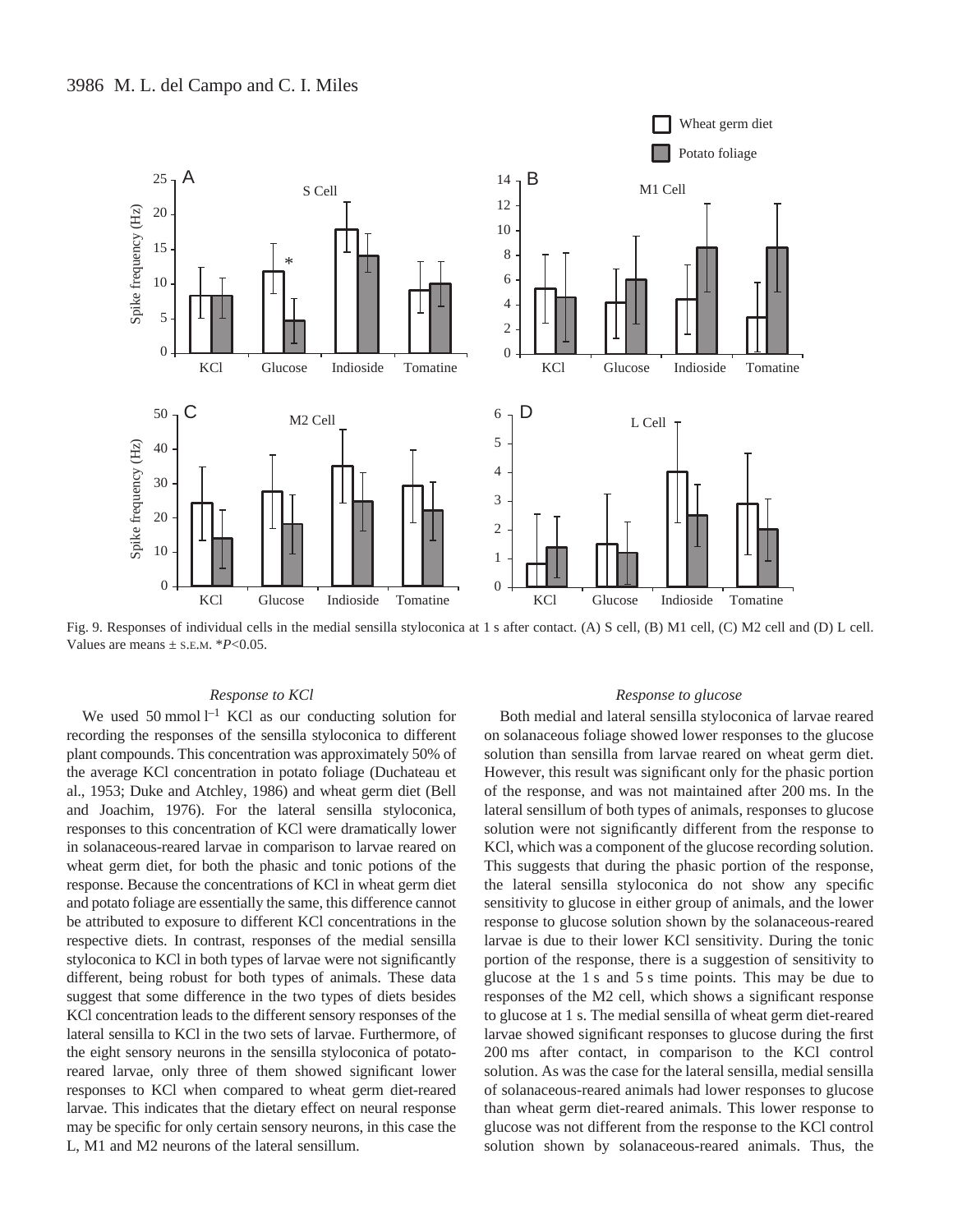Fig. 9. Responses of individual cells in the medial sensilla styloconica at 1 s after contact. (A) S cell, (B) M1 cell, (C) M2 cell and (D) L cell. Values are means ± S.E.M. *$P<0.05$.

### *Response to KCl*

We used 50 mmol $l^{-1}$ KCl as our conducting solution for recording the responses of the sensilla styloconica to different plant compounds. This concentration was approximately 50% of the average KCl concentration in potato foliage (Duchateau et al., 1953; Duke and Atchley, 1986) and wheat germ diet (Bell and Joachim, 1976). For the lateral sensilla styloconica, responses to this concentration of KCl were dramatically lower in solanaceous-reared larvae in comparison to larvae reared on wheat germ diet, for both the phasic and tonic potions of the response. Because the concentrations of KCl in wheat germ diet and potato foliage are essentially the same, this difference cannot be attributed to exposure to different KCl concentrations in the respective diets. In contrast, responses of the medial sensilla styloconica to KCl in both types of larvae were not significantly different, being robust for both types of animals. These data suggest that some difference in the two types of diets besides KCl concentration leads to the different sensory responses of the lateral sensilla to KCl in the two sets of larvae. Furthermore, of the eight sensory neurons in the sensilla styloconica of potato-reared larvae, only three of them showed significant lower responses to KCl when compared to wheat germ diet-reared larvae. This indicates that the dietary effect on neural response may be specific for only certain sensory neurons, in this case the L, M1 and M2 neurons of the lateral sensillum.

### *Response to glucose*

Both medial and lateral sensilla styloconica of larvae reared on solanaceous foliage showed lower responses to the glucose solution than sensilla from larvae reared on wheat germ diet. However, this result was significant only for the phasic portion of the response, and was not maintained after 200 ms. In the lateral sensillum of both types of animals, responses to glucose solution were not significantly different from the response to KCl, which was a component of the glucose recording solution. This suggests that during the phasic portion of the response, the lateral sensilla styloconica do not show any specific sensitivity to glucose in either group of animals, and the lower response to glucose solution shown by the solanaceous-reared larvae is due to their lower KCl sensitivity. During the tonic portion of the response, there is a suggestion of sensitivity to glucose at the 1 s and 5 s time points. This may be due to responses of the M2 cell, which shows a significant response to glucose at 1 s. The medial sensilla of wheat germ diet-reared larvae showed significant responses to glucose during the first 200 ms after contact, in comparison to the KCl control solution. As was the case for the lateral sensilla, medial sensilla of solanaceous-reared animals had lower responses to glucose than wheat germ diet-reared animals. This lower response to glucose was not different from the response to the KCl control solution shown by solanaceous-reared animals. Thus, the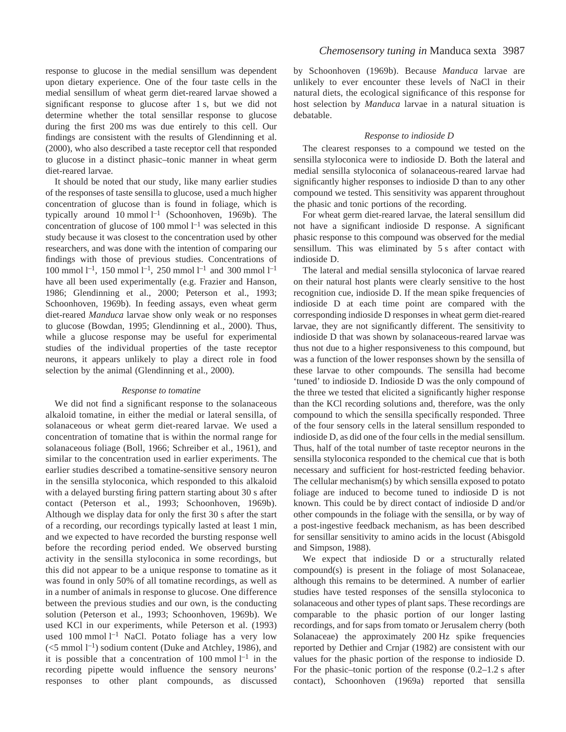response to glucose in the medial sensillum was dependent upon dietary experience. One of the four taste cells in the medial sensillum of wheat germ diet-reared larvae showed a significant response to glucose after 1 s, but we did not determine whether the total sensillar response to glucose during the first 200 ms was due entirely to this cell. Our findings are consistent with the results of Glendinning et al. (2000), who also described a taste receptor cell that responded to glucose in a distinct phasic–tonic manner in wheat germ diet-reared larvae.

It should be noted that our study, like many earlier studies of the responses of taste sensilla to glucose, used a much higher concentration of glucose than is found in foliage, which is typically around 10 mmol $l^{-1}$ (Schoonhoven, 1969b). The concentration of glucose of 100 mmol $l^{-1}$ was selected in this study because it was closest to the concentration used by other researchers, and was done with the intention of comparing our findings with those of previous studies. Concentrations of 100 mmol $l^{-1}$, 150 mmol $l^{-1}$, 250 mmol $l^{-1}$ and 300 mmol $l^{-1}$ have all been used experimentally (e.g. Frazier and Hanson, 1986; Glendinning et al., 2000; Peterson et al., 1993; Schoonhoven, 1969b). In feeding assays, even wheat germ diet-reared *Manduca* larvae show only weak or no responses to glucose (Bowdan, 1995; Glendinning et al., 2000). Thus, while a glucose response may be useful for experimental studies of the individual properties of the taste receptor neurons, it appears unlikely to play a direct role in food selection by the animal (Glendinning et al., 2000).

### *Response to tomatine*

We did not find a significant response to the solanaceous alkaloid tomatine, in either the medial or lateral sensilla, of solanaceous or wheat germ diet-reared larvae. We used a concentration of tomatine that is within the normal range for solanaceous foliage (Boll, 1966; Schreiber et al., 1961), and similar to the concentration used in earlier experiments. The earlier studies described a tomatine-sensitive sensory neuron in the sensilla styloconica, which responded to this alkaloid with a delayed bursting firing pattern starting about 30 s after contact (Peterson et al., 1993; Schoonhoven, 1969b). Although we display data for only the first 30 s after the start of a recording, our recordings typically lasted at least 1 min, and we expected to have recorded the bursting response well before the recording period ended. We observed bursting activity in the sensilla styloconica in some recordings, but this did not appear to be a unique response to tomatine as it was found in only 50% of all tomatine recordings, as well as in a number of animals in response to glucose. One difference between the previous studies and our own, is the conducting solution (Peterson et al., 1993; Schoonhoven, 1969b). We used KCl in our experiments, while Peterson et al. (1993) used 100 mmol $l^{-1}$ NaCl. Potato foliage has a very low (<5 mmol $l^{-1}$) sodium content (Duke and Atchley, 1986), and it is possible that a concentration of 100 mmol $l^{-1}$ in the recording pipette would influence the sensory neurons' responses to other plant compounds, as discussed by Schoonhoven (1969b). Because *Manduca* larvae are unlikely to ever encounter these levels of NaCl in their natural diets, the ecological significance of this response for host selection by *Manduca* larvae in a natural situation is debatable.

### *Response to indioside D*

The clearest responses to a compound we tested on the sensilla styloconica were to indioside D. Both the lateral and medial sensilla styloconica of solanaceous-reared larvae had significantly higher responses to indioside D than to any other compound we tested. This sensitivity was apparent throughout the phasic and tonic portions of the recording.

For wheat germ diet-reared larvae, the lateral sensillum did not have a significant indioside D response. A significant phasic response to this compound was observed for the medial sensillum. This was eliminated by 5 s after contact with indioside D.

The lateral and medial sensilla styloconica of larvae reared on their natural host plants were clearly sensitive to the host recognition cue, indioside D. If the mean spike frequencies of indioside D at each time point are compared with the corresponding indioside D responses in wheat germ diet-reared larvae, they are not significantly different. The sensitivity to indioside D that was shown by solanaceous-reared larvae was thus not due to a higher responsiveness to this compound, but was a function of the lower responses shown by the sensilla of these larvae to other compounds. The sensilla had become 'tuned' to indioside D. Indioside D was the only compound of the three we tested that elicited a significantly higher response than the KCl recording solutions and, therefore, was the only compound to which the sensilla specifically responded. Three of the four sensory cells in the lateral sensillum responded to indioside D, as did one of the four cells in the medial sensillum. Thus, half of the total number of taste receptor neurons in the sensilla styloconica responded to the chemical cue that is both necessary and sufficient for host-restricted feeding behavior. The cellular mechanism(s) by which sensilla exposed to potato foliage are induced to become tuned to indioside D is not known. This could be by direct contact of indioside D and/or other compounds in the foliage with the sensilla, or by way of a post-ingestive feedback mechanism, as has been described for sensillar sensitivity to amino acids in the locust (Abisgold and Simpson, 1988).

We expect that indioside D or a structurally related compound(s) is present in the foliage of most Solanaceae, although this remains to be determined. A number of earlier studies have tested responses of the sensilla styloconica to solanaceous and other types of plant saps. These recordings are comparable to the phasic portion of our longer lasting recordings, and for saps from tomato or Jerusalem cherry (both Solanaceae) the approximately 200 Hz spike frequencies reported by Dethier and Crnjar (1982) are consistent with our values for the phasic portion of the response to indioside D. For the phasic–tonic portion of the response (0.2–1.2 s after contact), Schoonhoven (1969a) reported that sensilla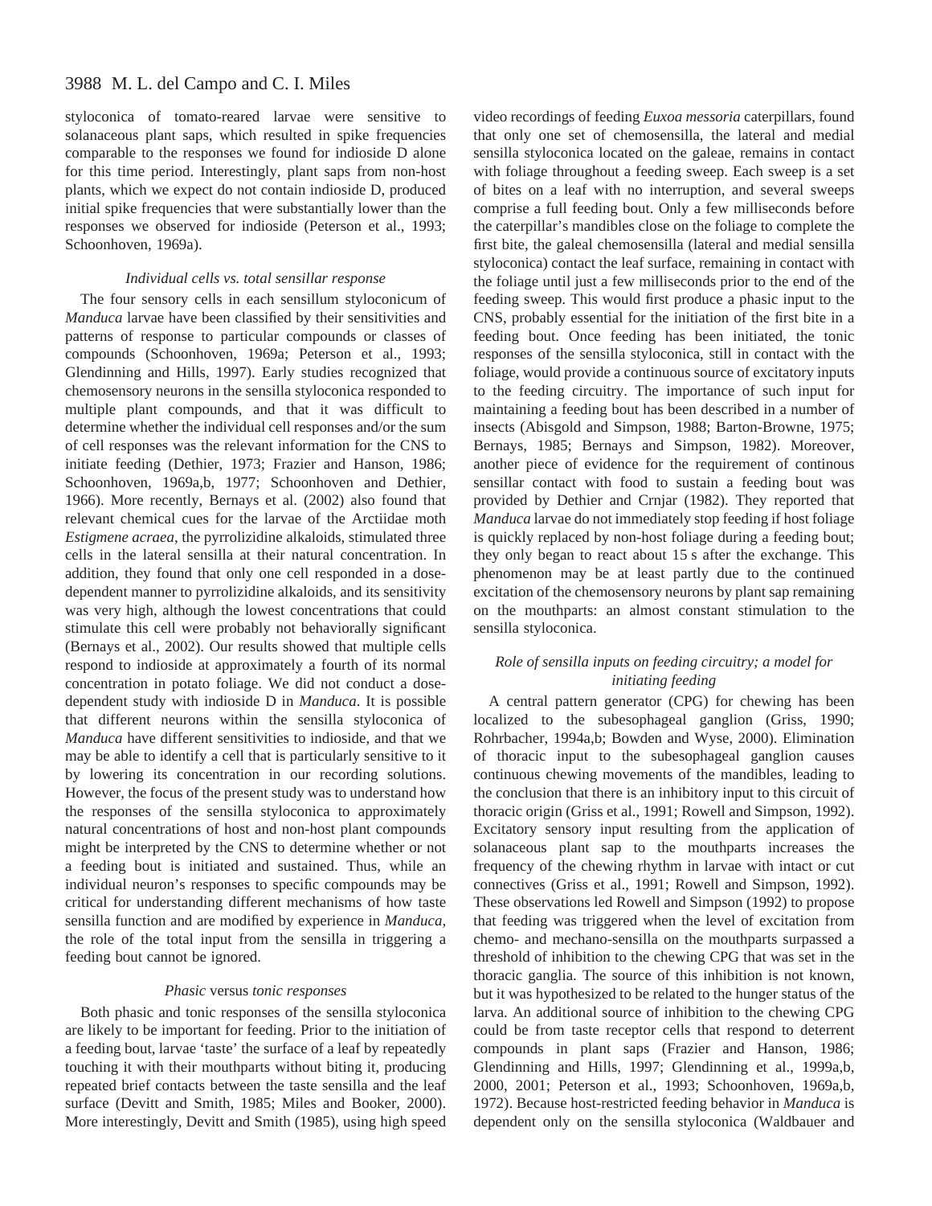styloconica of tomato-reared larvae were sensitive to solanaceous plant saps, which resulted in spike frequencies comparable to the responses we found for indioside D alone for this time period. Interestingly, plant saps from non-host plants, which we expect do not contain indioside D, produced initial spike frequencies that were substantially lower than the responses we observed for indioside (Peterson et al., 1993; Schoonhoven, 1969a).

### *Individual cells vs. total sensillar response*

The four sensory cells in each sensillum styloconicum of *Manduca* larvae have been classified by their sensitivities and patterns of response to particular compounds or classes of compounds (Schoonhoven, 1969a; Peterson et al., 1993; Glendinning and Hills, 1997). Early studies recognized that chemosensory neurons in the sensilla styloconica responded to multiple plant compounds, and that it was difficult to determine whether the individual cell responses and/or the sum of cell responses was the relevant information for the CNS to initiate feeding (Dethier, 1973; Frazier and Hanson, 1986; Schoonhoven, 1969a,b, 1977; Schoonhoven and Dethier, 1966). More recently, Bernays et al. (2002) also found that relevant chemical cues for the larvae of the Arctiidae moth *Estigmene acraea*, the pyrrolizidine alkaloids, stimulated three cells in the lateral sensilla at their natural concentration. In addition, they found that only one cell responded in a dose-dependent manner to pyrrolizidine alkaloids, and its sensitivity was very high, although the lowest concentrations that could stimulate this cell were probably not behaviorally significant (Bernays et al., 2002). Our results showed that multiple cells respond to indioside at approximately a fourth of its normal concentration in potato foliage. We did not conduct a dose-dependent study with indioside D in *Manduca*. It is possible that different neurons within the sensilla styloconica of *Manduca* have different sensitivities to indioside, and that we may be able to identify a cell that is particularly sensitive to it by lowering its concentration in our recording solutions. However, the focus of the present study was to understand how the responses of the sensilla styloconica to approximately natural concentrations of host and non-host plant compounds might be interpreted by the CNS to determine whether or not a feeding bout is initiated and sustained. Thus, while an individual neuron's responses to specific compounds may be critical for understanding different mechanisms of how taste sensilla function and are modified by experience in *Manduca*, the role of the total input from the sensilla in triggering a feeding bout cannot be ignored.

### *Phasic* versus *tonic responses*

Both phasic and tonic responses of the sensilla styloconica are likely to be important for feeding. Prior to the initiation of a feeding bout, larvae 'taste' the surface of a leaf by repeatedly touching it with their mouthparts without biting it, producing repeated brief contacts between the taste sensilla and the leaf surface (Devitt and Smith, 1985; Miles and Booker, 2000). More interestingly, Devitt and Smith (1985), using high speed video recordings of feeding *Euxoa messoria* caterpillars, found that only one set of chemosensilla, the lateral and medial sensilla styloconica located on the galeae, remains in contact with foliage throughout a feeding sweep. Each sweep is a set of bites on a leaf with no interruption, and several sweeps comprise a full feeding bout. Only a few milliseconds before the caterpillar's mandibles close on the foliage to complete the first bite, the galeal chemosensilla (lateral and medial sensilla styloconica) contact the leaf surface, remaining in contact with the foliage until just a few milliseconds prior to the end of the feeding sweep. This would first produce a phasic input to the CNS, probably essential for the initiation of the first bite in a feeding bout. Once feeding has been initiated, the tonic responses of the sensilla styloconica, still in contact with the foliage, would provide a continuous source of excitatory inputs to the feeding circuitry. The importance of such input for maintaining a feeding bout has been described in a number of insects (Abisgold and Simpson, 1988; Barton-Browne, 1975; Bernays, 1985; Bernays and Simpson, 1982). Moreover, another piece of evidence for the requirement of continous sensillar contact with food to sustain a feeding bout was provided by Dethier and Crnjar (1982). They reported that *Manduca* larvae do not immediately stop feeding if host foliage is quickly replaced by non-host foliage during a feeding bout; they only began to react about 15 s after the exchange. This phenomenon may be at least partly due to the continued excitation of the chemosensory neurons by plant sap remaining on the mouthparts: an almost constant stimulation to the sensilla styloconica.

### *Role of sensilla inputs on feeding circuitry; a model for initiating feeding*

A central pattern generator (CPG) for chewing has been localized to the subesophageal ganglion (Griss, 1990; Rohrbacher, 1994a,b; Bowden and Wyse, 2000). Elimination of thoracic input to the subesophageal ganglion causes continuous chewing movements of the mandibles, leading to the conclusion that there is an inhibitory input to this circuit of thoracic origin (Griss et al., 1991; Rowell and Simpson, 1992). Excitatory sensory input resulting from the application of solanaceous plant sap to the mouthparts increases the frequency of the chewing rhythm in larvae with intact or cut connectives (Griss et al., 1991; Rowell and Simpson, 1992). These observations led Rowell and Simpson (1992) to propose that feeding was triggered when the level of excitation from chemo- and mechano-sensilla on the mouthparts surpassed a threshold of inhibition to the chewing CPG that was set in the thoracic ganglia. The source of this inhibition is not known, but it was hypothesized to be related to the hunger status of the larva. An additional source of inhibition to the chewing CPG could be from taste receptor cells that respond to deterrent compounds in plant saps (Frazier and Hanson, 1986; Glendinning and Hills, 1997; Glendinning et al., 1999a,b, 2000, 2001; Peterson et al., 1993; Schoonhoven, 1969a,b, 1972). Because host-restricted feeding behavior in *Manduca* is dependent only on the sensilla styloconica (Waldbauer and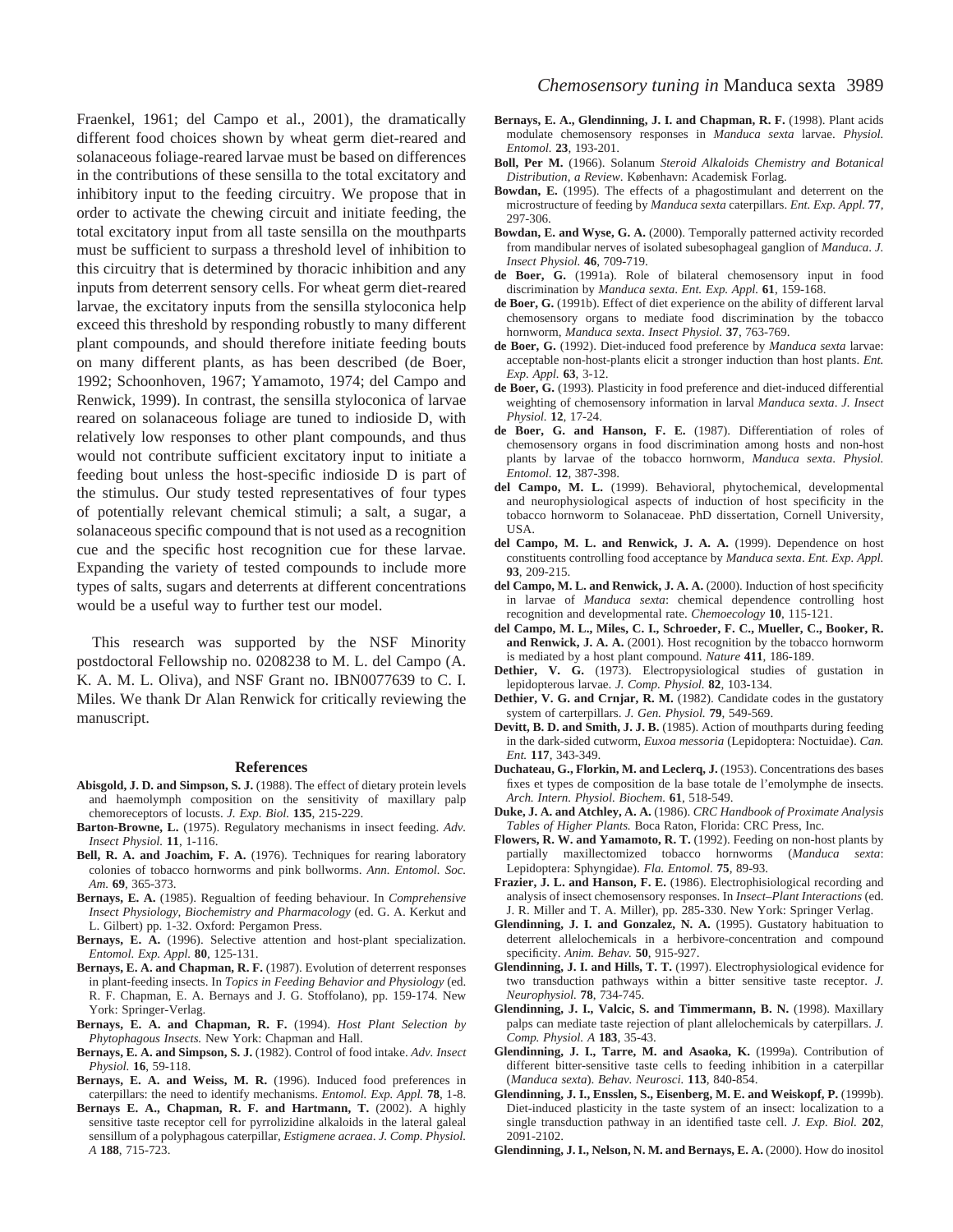Fraenkel, 1961; del Campo et al., 2001), the dramatically different food choices shown by wheat germ diet-reared and solanaceous foliage-reared larvae must be based on differences in the contributions of these sensilla to the total excitatory and inhibitory input to the feeding circuitry. We propose that in order to activate the chewing circuit and initiate feeding, the total excitatory input from all taste sensilla on the mouthparts must be sufficient to surpass a threshold level of inhibition to this circuitry that is determined by thoracic inhibition and any inputs from deterrent sensory cells. For wheat germ diet-reared larvae, the excitatory inputs from the sensilla styloconica help exceed this threshold by responding robustly to many different plant compounds, and should therefore initiate feeding bouts on many different plants, as has been described (de Boer, 1992; Schoonhoven, 1967; Yamamoto, 1974; del Campo and Renwick, 1999). In contrast, the sensilla styloconica of larvae reared on solanaceous foliage are tuned to indioside D, with relatively low responses to other plant compounds, and thus would not contribute sufficient excitatory input to initiate a feeding bout unless the host-specific indioside D is part of the stimulus. Our study tested representatives of four types of potentially relevant chemical stimuli; a salt, a sugar, a solanaceous specific compound that is not used as a recognition cue and the specific host recognition cue for these larvae. Expanding the variety of tested compounds to include more types of salts, sugars and deterrents at different concentrations would be a useful way to further test our model.

This research was supported by the NSF Minority postdoctoral Fellowship no. 0208238 to M. L. del Campo (A. K. A. M. L. Oliva), and NSF Grant no. IBN0077639 to C. I. Miles. We thank Dr Alan Renwick for critically reviewing the manuscript.

## References

**Abisgold, J. D. and Simpson, S. J.** (1988). The effect of dietary protein levels and haemolymph composition on the sensitivity of maxillary palp chemoreceptors of locusts. *J. Exp. Biol.* **135**, 215-229.

**Barton-Browne, L.** (1975). Regulatory mechanisms in insect feeding. *Adv. Insect Physiol.* **11**, 1-116.

**Bell, R. A. and Joachim, F. A.** (1976). Techniques for rearing laboratory colonies of tobacco hornworms and pink bollworms. *Ann. Entomol. Soc. Am.* **69**, 365-373.

**Bernays, E. A.** (1985). Regualtion of feeding behaviour. In *Comprehensive Insect Physiology, Biochemistry and Pharmacology* (ed. G. A. Kerkut and L. Gilbert) pp. 1-32. Oxford: Pergamon Press.

**Bernays, E. A.** (1996). Selective attention and host-plant specialization. *Entomol. Exp. Appl.* **80**, 125-131.

**Bernays, E. A. and Chapman, R. F.** (1987). Evolution of deterrent responses in plant-feeding insects. In *Topics in Feeding Behavior and Physiology* (ed. R. F. Chapman, E. A. Bernays and J. G. Stoffolano), pp. 159-174. New York: Springer-Verlag.

**Bernays, E. A. and Chapman, R. F.** (1994). *Host Plant Selection by Phytophagous Insects.* New York: Chapman and Hall.

**Bernays, E. A. and Simpson, S. J.** (1982). Control of food intake. *Adv. Insect Physiol.* **16**, 59-118.

**Bernays, E. A. and Weiss, M. R.** (1996). Induced food preferences in caterpillars: the need to identify mechanisms. *Entomol. Exp. Appl.* **78**, 1-8.

**Bernays E. A., Chapman, R. F. and Hartmann, T.** (2002). A highly sensitive taste receptor cell for pyrrolizidine alkaloids in the lateral galeal sensillum of a polyphagous caterpillar, *Estigmene acraea*. *J. Comp. Physiol. A* **188**, 715-723.

**Bernays, E. A., Glendinning, J. I. and Chapman, R. F.** (1998). Plant acids modulate chemosensory responses in *Manduca sexta* larvae. *Physiol. Entomol.* **23**, 193-201.

**Boll, Per M.** (1966). Solanum *Steroid Alkaloids Chemistry and Botanical Distribution, a Review*. København: Academisk Forlag.

**Bowdan, E.** (1995). The effects of a phagostimulant and deterrent on the microstructure of feeding by *Manduca sexta* caterpillars. *Ent. Exp. Appl.* **77**, 297-306.

**Bowdan, E. and Wyse, G. A.** (2000). Temporally patterned activity recorded from mandibular nerves of isolated subesophageal ganglion of *Manduca*. *J. Insect Physiol.* **46**, 709-719.

**de Boer, G.** (1991a). Role of bilateral chemosensory input in food discrimination by *Manduca sexta*. *Ent. Exp. Appl.* **61**, 159-168.

**de Boer, G.** (1991b). Effect of diet experience on the ability of different larval chemosensory organs to mediate food discrimination by the tobacco hornworm, *Manduca sexta*. *Insect Physiol.* **37**, 763-769.

**de Boer, G.** (1992). Diet-induced food preference by *Manduca sexta* larvae: acceptable non-host-plants elicit a stronger induction than host plants. *Ent. Exp. Appl.* **63**, 3-12.

**de Boer, G.** (1993). Plasticity in food preference and diet-induced differential weighting of chemosensory information in larval *Manduca sexta*. *J. Insect Physiol.* **12**, 17-24.

**de Boer, G. and Hanson, F. E.** (1987). Differentiation of roles of chemosensory organs in food discrimination among hosts and non-host plants by larvae of the tobacco hornworm, *Manduca sexta*. *Physiol. Entomol.* **12**, 387-398.

**del Campo, M. L.** (1999). Behavioral, phytochemical, developmental and neurophysiological aspects of induction of host specificity in the tobacco hornworm to Solanaceae. PhD dissertation, Cornell University, USA.

**del Campo, M. L. and Renwick, J. A. A.** (1999). Dependence on host constituents controlling food acceptance by *Manduca sexta*. *Ent. Exp. Appl.* **93**, 209-215.

**del Campo, M. L. and Renwick, J. A. A.** (2000). Induction of host specificity in larvae of *Manduca sexta*: chemical dependence controlling host recognition and developmental rate. *Chemoecology* **10**, 115-121.

**del Campo, M. L., Miles, C. I., Schroeder, F. C., Mueller, C., Booker, R. and Renwick, J. A. A.** (2001). Host recognition by the tobacco hornworm is mediated by a host plant compound. *Nature* **411**, 186-189.

**Dethier, V. G.** (1973). Electropysiological studies of gustation in lepidopterous larvae. *J. Comp. Physiol.* **82**, 103-134.

**Dethier, V. G. and Crnjar, R. M.** (1982). Candidate codes in the gustatory system of carterpillars. *J. Gen. Physiol.* **79**, 549-569.

**Devitt, B. D. and Smith, J. J. B.** (1985). Action of mouthparts during feeding in the dark-sided cutworm, *Euxoa messoria* (Lepidoptera: Noctuidae). *Can. Ent.* **117**, 343-349.

**Duchateau, G., Florkin, M. and Leclerq, J.** (1953). Concentrations des bases fixes et types de composition de la base totale de l'emolymphe de insects. *Arch. Intern. Physiol. Biochem.* **61**, 518-549.

**Duke, J. A. and Atchley, A. A.** (1986). *CRC Handbook of Proximate Analysis Tables of Higher Plants.* Boca Raton, Florida: CRC Press, Inc.

**Flowers, R. W. and Yamamoto, R. T.** (1992). Feeding on non-host plants by partially maxillectomized tobacco hornworms (*Manduca sexta*: Lepidoptera: Sphyngidae). *Fla. Entomol.* **75**, 89-93.

**Frazier, J. L. and Hanson, F. E.** (1986). Electrophisiological recording and analysis of insect chemosensory responses. In *Insect–Plant Interactions* (ed. J. R. Miller and T. A. Miller), pp. 285-330. New York: Springer Verlag.

**Glendinning, J. I. and Gonzalez, N. A.** (1995). Gustatory habituation to deterrent allelochemicals in a herbivore-concentration and compound specificity. *Anim. Behav.* **50**, 915-927.

**Glendinning, J. I. and Hills, T. T.** (1997). Electrophysiological evidence for two transduction pathways within a bitter sensitive taste receptor. *J. Neurophysiol.* **78**, 734-745.

**Glendinning, J. I., Valcic, S. and Timmermann, B. N.** (1998). Maxillary palps can mediate taste rejection of plant allelochemicals by caterpillars. *J. Comp. Physiol. A* **183**, 35-43.

**Glendinning, J. I., Tarre, M. and Asaoka, K.** (1999a). Contribution of different bitter-sensitive taste cells to feeding inhibition in a caterpillar (*Manduca sexta*). *Behav. Neurosci.* **113**, 840-854.

**Glendinning, J. I., Ensslen, S., Eisenberg, M. E. and Weiskopf, P.** (1999b). Diet-induced plasticity in the taste system of an insect: localization to a single transduction pathway in an identified taste cell. *J. Exp. Biol.* **202**, 2091-2102.

**Glendinning, J. I., Nelson, N. M. and Bernays, E. A.** (2000). How do inositol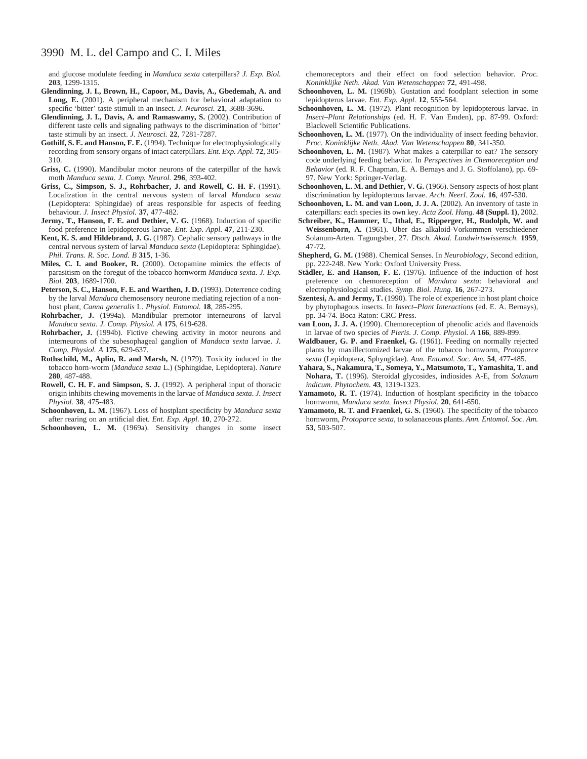and glucose modulate feeding in *Manduca sexta* caterpillars? *J. Exp. Biol.* **203**, 1299-1315.

**Glendinning, J. I., Brown, H., Capoor, M., Davis, A., Gbedemah, A. and Long, E.** (2001). A peripheral mechanism for behavioral adaptation to specific 'bitter' taste stimuli in an insect. *J. Neurosci.* **21**, 3688-3696.

**Glendinning, J. I., Davis, A. and Ramaswamy, S.** (2002). Contribution of different taste cells and signaling pathways to the discrimination of 'bitter' taste stimuli by an insect. *J. Neurosci.* **22**, 7281-7287.

**Gothilf, S. E. and Hanson, F. E.** (1994). Technique for electrophysiologically recording from sensory organs of intact caterpillars. *Ent. Exp. Appl.* **72**, 305-310.

**Griss, C.** (1990). Mandibular motor neurons of the caterpillar of the hawk moth *Manduca sexta*. *J. Comp. Neurol.* **296**, 393-402.

**Griss, C., Simpson, S. J., Rohrbacher, J. and Rowell, C. H. F.** (1991). Localization in the central nervous system of larval *Manduca sexta* (Lepidoptera: Sphingidae) of areas responsible for aspects of feeding behaviour. *J. Insect Physiol.* **37**, 477-482.

**Jermy, T., Hanson, F. E. and Dethier, V. G.** (1968). Induction of specific food preference in lepidopterous larvae. *Ent. Exp. Appl.* **47**, 211-230.

**Kent, K. S. and Hildebrand, J. G.** (1987). Cephalic sensory pathways in the central nervous system of larval *Manduca sexta* (Lepidoptera: Sphingidae). *Phil. Trans. R. Soc. Lond. B* **315**, 1-36.

**Miles, C. I. and Booker, R.** (2000). Octopamine mimics the effects of parasitism on the foregut of the tobacco hornworm *Manduca sexta*. *J. Exp. Biol.* **203**, 1689-1700.

**Peterson, S. C., Hanson, F. E. and Warthen, J. D.** (1993). Deterrence coding by the larval *Manduca* chemosensory neurone mediating rejection of a non-host plant, *Canna generalis* L. *Physiol. Entomol.* **18**, 285-295.

**Rohrbacher, J.** (1994a). Mandibular premotor interneurons of larval *Manduca sexta*. *J. Comp. Physiol. A* **175**, 619-628.

**Rohrbacher, J.** (1994b). Fictive chewing activity in motor neurons and interneurons of the subesophageal ganglion of *Manduca sexta* larvae. *J. Comp. Physiol. A* **175**, 629-637.

**Rothschild, M., Aplin, R. and Marsh, N.** (1979). Toxicity induced in the tobacco horn-worm (*Manduca sexta* L.) (Sphingidae, Lepidoptera). *Nature* **280**, 487-488.

**Rowell, C. H. F. and Simpson, S. J.** (1992). A peripheral input of thoracic origin inhibits chewing movements in the larvae of *Manduca sexta*. *J. Insect Physiol.* **38**, 475-483.

**Schoonhoven, L. M.** (1967). Loss of hostplant specificity by *Manduca sexta* after rearing on an artificial diet. *Ent. Exp. Appl.* **10**, 270-272.

**Schoonhoven, L. M.** (1969a). Sensitivity changes in some insect chemoreceptors and their effect on food selection behavior. *Proc. Koninklijke Neth. Akad. Van Wetenschappen* **72**, 491-498.

**Schoonhoven, L. M.** (1969b). Gustation and foodplant selection in some lepidopterus larvae. *Ent. Exp. Appl.* **12**, 555-564.

**Schoonhoven, L. M.** (1972). Plant recognition by lepidopterous larvae. In *Insect–Plant Relationships* (ed. H. F. Van Emden), pp. 87-99. Oxford: Blackwell Scientific Publications.

**Schoonhoven, L. M.** (1977). On the individuality of insect feeding behavior. *Proc. Koninklijke Neth. Akad. Van Wetenschappen* **80**, 341-350.

**Schoonhoven, L. M.** (1987). What makes a caterpillar to eat? The sensory code underlying feeding behavior. In *Perspectives in Chemoreception and Behavior* (ed. R. F. Chapman, E. A. Bernays and J. G. Stoffolano), pp. 69-97. New York: Springer-Verlag.

**Schoonhoven, L. M. and Dethier, V. G.** (1966). Sensory aspects of host plant discrimination by lepidopterous larvae. *Arch. Neerl. Zool.* **16**, 497-530.

**Schoonhoven, L. M. and van Loon, J. J. A.** (2002). An inventory of taste in caterpillars: each species its own key. *Acta Zool. Hung.* **48 (Suppl. 1)**, 2002.

**Schreiber, K., Hammer, U., Ithal, E., Ripperger, H., Rudolph, W. and Weissenborn, A.** (1961). Uber das alkaloid-Vorkommen verschiedener Solanum-Arten. Tagungsber, 27. *Dtsch. Akad. Landwirtswissensch.* **1959**, 47-72.

**Shepherd, G. M.** (1988). Chemical Senses. In *Neurobiology*, Second edition, pp. 222-248. New York: Oxford University Press.

**Städler, E. and Hanson, F. E.** (1976). Influence of the induction of host preference on chemoreception of *Manduca sexta*: behavioral and electrophysiological studies. *Symp. Biol. Hung.* **16**, 267-273.

**Szentesi, A. and Jermy, T.** (1990). The role of experience in host plant choice by phytophagous insects. In *Insect–Plant Interactions* (ed. E. A. Bernays), pp. 34-74. Boca Raton: CRC Press.

**van Loon, J. J. A.** (1990). Chemoreception of phenolic acids and flavenoids in larvae of two species of *Pieris*. *J. Comp. Physiol. A* **166**, 889-899.

**Waldbauer, G. P. and Fraenkel, G.** (1961). Feeding on normally rejected plants by maxillectomized larvae of the tobacco hornworm, *Protoparce sexta* (Lepidoptera, Sphyngidae). *Ann. Entomol. Soc. Am.* **54**, 477-485.

**Yahara, S., Nakamura, T., Someya, Y., Matsumoto, T., Yamashita, T. and Nohara, T.** (1996). Steroidal glycosides, indiosides A-E, from *Solanum indicum*. *Phytochem.* **43**, 1319-1323.

**Yamamoto, R. T.** (1974). Induction of hostplant specificity in the tobacco hornworm, *Manduca sexta*. *Insect Physiol.* **20**, 641-650.

**Yamamoto, R. T. and Fraenkel, G. S.** (1960). The specificity of the tobacco hornworm, *Protoparce sexta*, to solanaceous plants. *Ann. Entomol. Soc. Am.* **53**, 503-507.